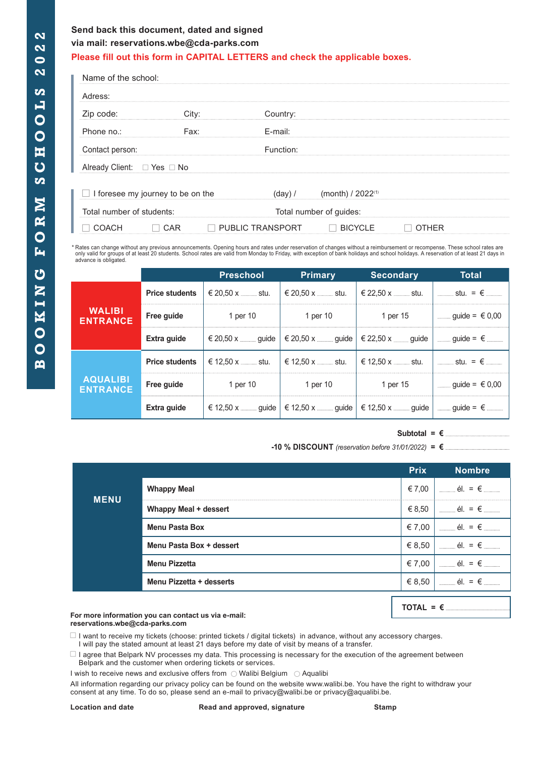# BOOKING FORM SCHOOLS 2022

**Send back this document, dated and signed**
**via mail: reservations.wbe@cda-parks.com**

**Please fill out this form in CAPITAL LETTERS and check the applicable boxes.**

Name of the school:

Adress:

Zip code: City: Country:

Phone no.: Fax: E-mail:

Contact person: Function:

Already Client: ☐ Yes ☐ No

☐ I foresee my journey to be on the (day) / (month) / 2022[1]

Total number of students: Total number of guides:

☐ COACH ☐ CAR ☐ PUBLIC TRANSPORT ☐ BICYCLE ☐ OTHER

* Rates can change without any previous announcements. Opening hours and rates under reservation of changes without a reimbursement or recompense. These school rates are only valid for groups of at least 20 students. School rates are valid from Monday to Friday, with exception of bank holidays and school holidays. A reservation of at least 21 days in advance is obligated.

| | | Preschool | Primary | Secondary | Total |
|---|---|---|---|---|---|
| **WALIBI ENTRANCE** | **Price students** | € 20,50 x ...... stu. | € 20,50 x ...... stu. | € 22,50 x ...... stu. | ...... stu. = € ...... |
| | **Free guide** | 1 per 10 | 1 per 10 | 1 per 15 | ...... guide = € 0,00 |
| | **Extra guide** | € 20,50 x ...... guide | € 20,50 x ...... guide | € 22,50 x ...... guide | ...... guide = € ...... |
| **AQUALIBI ENTRANCE** | **Price students** | € 12,50 x ...... stu. | € 12,50 x ...... stu. | € 12,50 x ...... stu. | ...... stu. = € ...... |
| | **Free guide** | 1 per 10 | 1 per 10 | 1 per 15 | ...... guide = € 0,00 |
| | **Extra guide** | € 12,50 x ...... guide | € 12,50 x ...... guide | € 12,50 x ...... guide | ...... guide = € ...... |

**Subtotal = €** ......

**-10 % DISCOUNT** *(reservation before 31/01/2022)* **= €** ......

| MENU | | Prix | Nombre |
|---|---|---|---|
| | **Whappy Meal** | € 7,00 | ...... él. = € ...... |
| | **Whappy Meal + dessert** | € 8,50 | ...... él. = € ...... |
| | **Menu Pasta Box** | € 7,00 | ...... él. = € ...... |
| | **Menu Pasta Box + dessert** | € 8,50 | ...... él. = € ...... |
| | **Menu Pizzetta** | € 7,00 | ...... él. = € ...... |
| | **Menu Pizzetta + desserts** | € 8,50 | ...... él. = € ...... |

**TOTAL = €** ......

**For more information you can contact us via e-mail:**
**reservations.wbe@cda-parks.com**

☐ I want to receive my tickets (choose: printed tickets / digital tickets) in advance, without any accessory charges. I will pay the stated amount at least 21 days before my date of visit by means of a transfer.

☐ I agree that Belpark NV processes my data. This processing is necessary for the execution of the agreement between Belpark and the customer when ordering tickets or services.

I wish to receive news and exclusive offers from ○ Walibi Belgium ○ Aqualibi

All information regarding our privacy policy can be found on the website www.walibi.be. You have the right to withdraw your consent at any time. To do so, please send an e-mail to privacy@walibi.be or privacy@aqualibi.be.

**Location and date** **Read and approved, signature** **Stamp**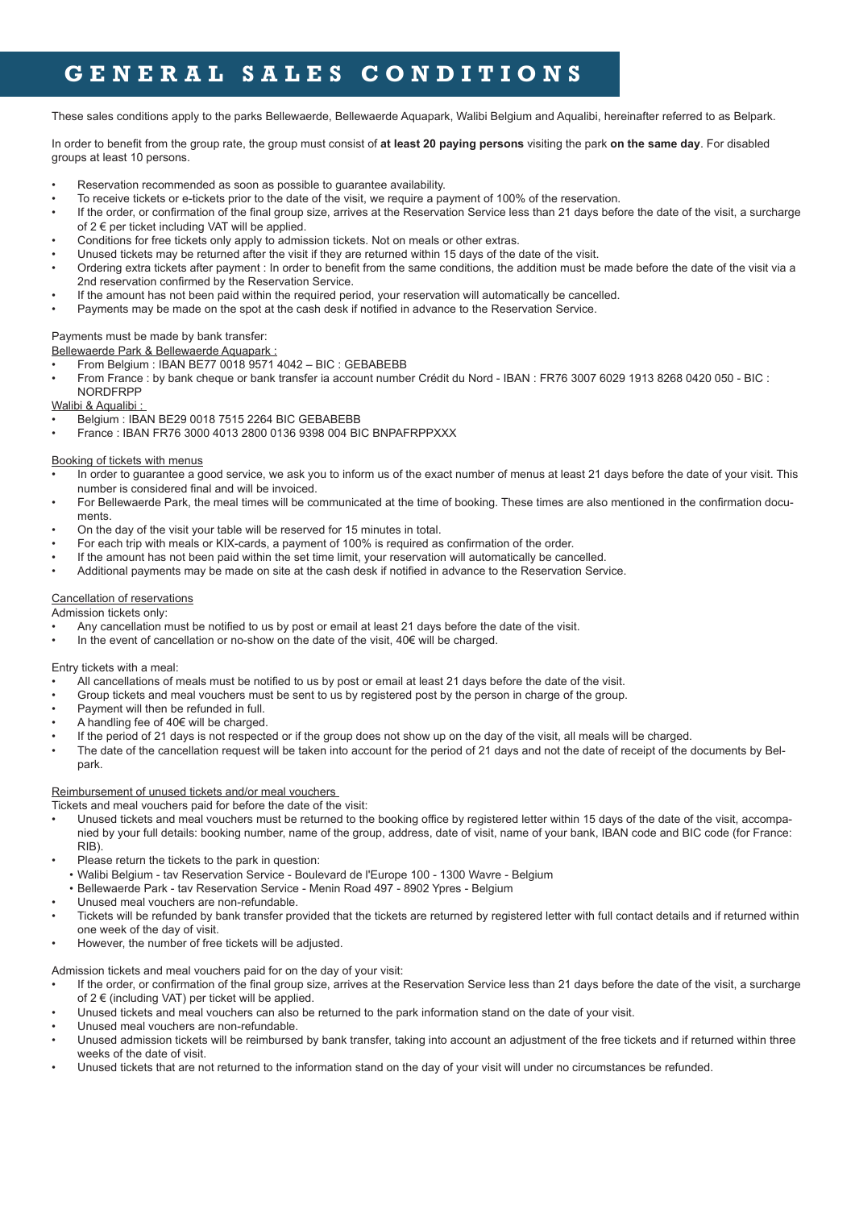# GENERAL SALES CONDITIONS

These sales conditions apply to the parks Bellewaerde, Bellewaerde Aquapark, Walibi Belgium and Aqualibi, hereinafter referred to as Belpark.

In order to benefit from the group rate, the group must consist of **at least 20 paying persons** visiting the park **on the same day**. For disabled groups at least 10 persons.

- Reservation recommended as soon as possible to guarantee availability.
- To receive tickets or e-tickets prior to the date of the visit, we require a payment of 100% of the reservation.
- If the order, or confirmation of the final group size, arrives at the Reservation Service less than 21 days before the date of the visit, a surcharge of 2 € per ticket including VAT will be applied.
- Conditions for free tickets only apply to admission tickets. Not on meals or other extras.
- Unused tickets may be returned after the visit if they are returned within 15 days of the date of the visit.
- Ordering extra tickets after payment : In order to benefit from the same conditions, the addition must be made before the date of the visit via a 2nd reservation confirmed by the Reservation Service.
- If the amount has not been paid within the required period, your reservation will automatically be cancelled.
- Payments may be made on the spot at the cash desk if notified in advance to the Reservation Service.

Payments must be made by bank transfer:

Bellewaerde Park & Bellewaerde Aquapark :

- From Belgium : IBAN BE77 0018 9571 4042 – BIC : GEBABEBB
- From France : by bank cheque or bank transfer ia account number Crédit du Nord - IBAN : FR76 3007 6029 1913 8268 0420 050 - BIC : NORDFRPP

Walibi & Aqualibi :

- Belgium : IBAN BE29 0018 7515 2264 BIC GEBABEBB
- France : IBAN FR76 3000 4013 2800 0136 9398 004 BIC BNPAFRPPXXX

Booking of tickets with menus

- In order to guarantee a good service, we ask you to inform us of the exact number of menus at least 21 days before the date of your visit. This number is considered final and will be invoiced.
- For Bellewaerde Park, the meal times will be communicated at the time of booking. These times are also mentioned in the confirmation documents.
- On the day of the visit your table will be reserved for 15 minutes in total.
- For each trip with meals or KIX-cards, a payment of 100% is required as confirmation of the order.
- If the amount has not been paid within the set time limit, your reservation will automatically be cancelled.
- Additional payments may be made on site at the cash desk if notified in advance to the Reservation Service.

Cancellation of reservations

Admission tickets only:

- Any cancellation must be notified to us by post or email at least 21 days before the date of the visit.
- In the event of cancellation or no-show on the date of the visit, 40€ will be charged.

Entry tickets with a meal:

- All cancellations of meals must be notified to us by post or email at least 21 days before the date of the visit.
- Group tickets and meal vouchers must be sent to us by registered post by the person in charge of the group.
- Payment will then be refunded in full.
- A handling fee of 40€ will be charged.
- If the period of 21 days is not respected or if the group does not show up on the day of the visit, all meals will be charged.
- The date of the cancellation request will be taken into account for the period of 21 days and not the date of receipt of the documents by Belpark.

Reimbursement of unused tickets and/or meal vouchers

Tickets and meal vouchers paid for before the date of the visit:

- Unused tickets and meal vouchers must be returned to the booking office by registered letter within 15 days of the date of the visit, accompanied by your full details: booking number, name of the group, address, date of visit, name of your bank, IBAN code and BIC code (for France: RIB).
- Please return the tickets to the park in question:
  - Walibi Belgium - tav Reservation Service - Boulevard de l'Europe 100 - 1300 Wavre - Belgium
  - Bellewaerde Park - tav Reservation Service - Menin Road 497 - 8902 Ypres - Belgium
- Unused meal vouchers are non-refundable.
- Tickets will be refunded by bank transfer provided that the tickets are returned by registered letter with full contact details and if returned within one week of the day of visit.
- However, the number of free tickets will be adjusted.

Admission tickets and meal vouchers paid for on the day of your visit:

- If the order, or confirmation of the final group size, arrives at the Reservation Service less than 21 days before the date of the visit, a surcharge of 2 € (including VAT) per ticket will be applied.
- Unused tickets and meal vouchers can also be returned to the park information stand on the date of your visit.
- Unused meal vouchers are non-refundable.
- Unused admission tickets will be reimbursed by bank transfer, taking into account an adjustment of the free tickets and if returned within three weeks of the date of visit.
- Unused tickets that are not returned to the information stand on the day of your visit will under no circumstances be refunded.